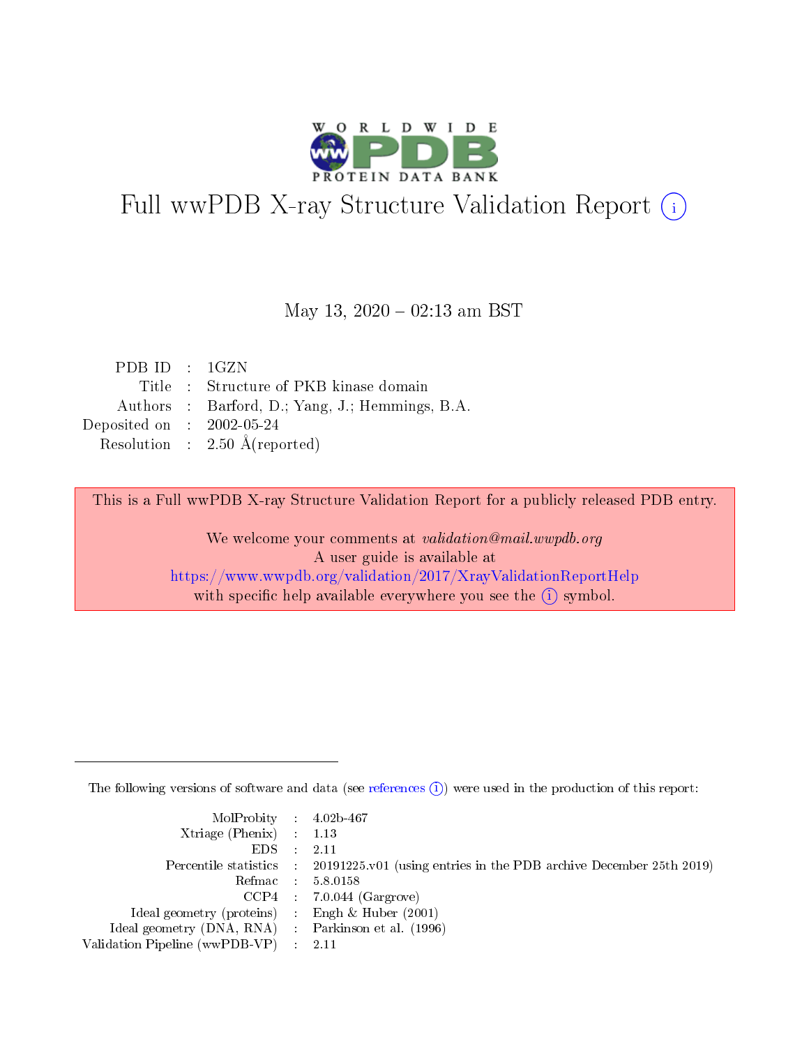# Full wwPDB X-ray Structure Validation Report (i)

May 13, 2020 – 02:13 am BST

| | | |
|---|---|---|
| PDB ID | : | 1GZN |
| Title | : | Structure of PKB kinase domain |
| Authors | : | Barford, D.; Yang, J.; Hemmings, B.A. |
| Deposited on | : | 2002-05-24 |
| Resolution | : | 2.50 Å(reported) |

This is a Full wwPDB X-ray Structure Validation Report for a publicly released PDB entry.

We welcome your comments at *validation@mail.wwpdb.org*
A user guide is available at
https://www.wwpdb.org/validation/2017/XrayValidationReportHelp
with specific help available everywhere you see the (i) symbol.

---

The following versions of software and data (see references (i)) were used in the production of this report:

| | | |
|---|---|---|
| MolProbity | : | 4.02b-467 |
| Xtriage (Phenix) | : | 1.13 |
| EDS | : | 2.11 |
| Percentile statistics | : | 20191225.v01 (using entries in the PDB archive December 25th 2019) |
| Refmac | : | 5.8.0158 |
| CCP4 | : | 7.0.044 (Gargrove) |
| Ideal geometry (proteins) | : | Engh & Huber (2001) |
| Ideal geometry (DNA, RNA) | : | Parkinson et al. (1996) |
| Validation Pipeline (wwPDB-VP) | : | 2.11 |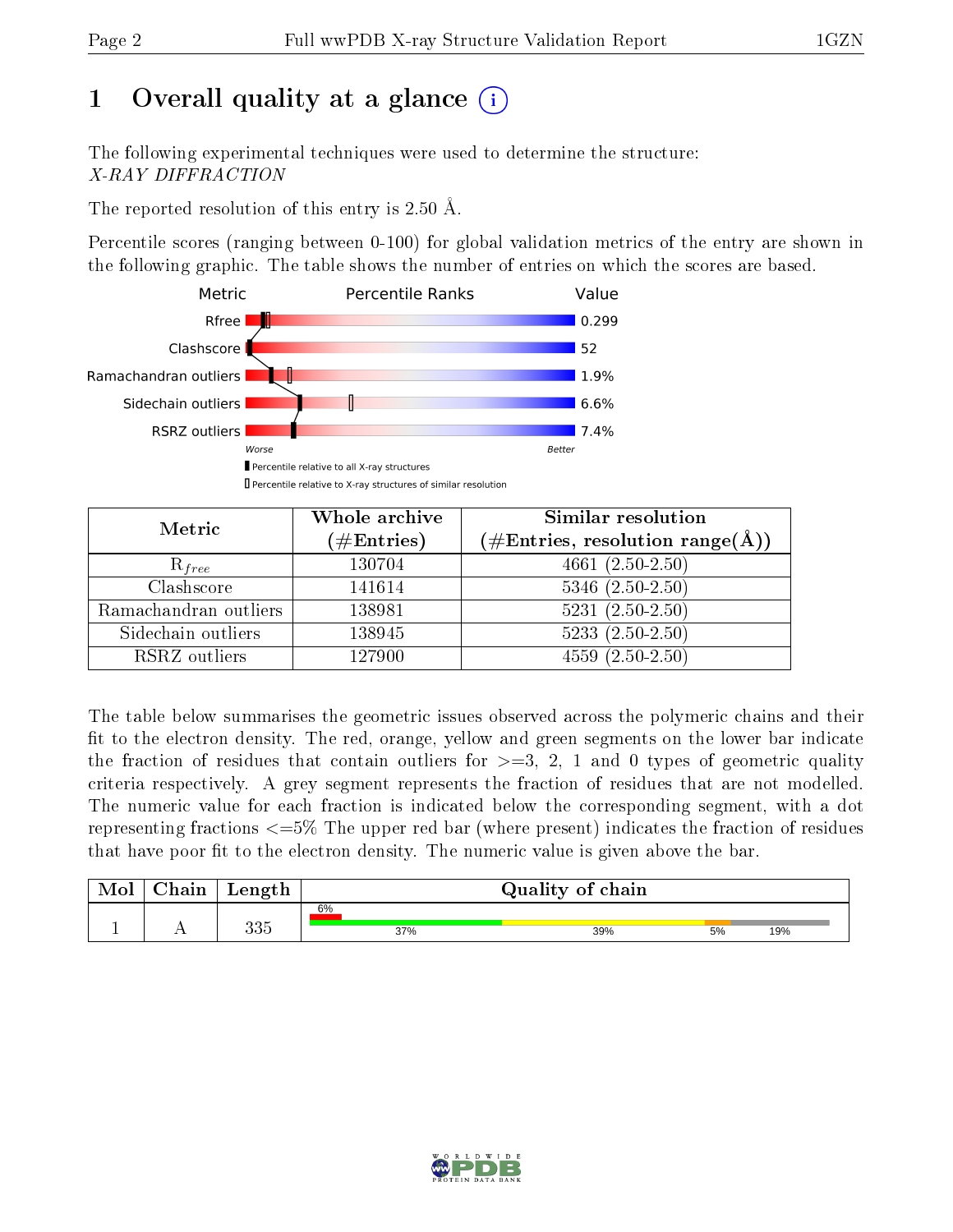# 1 Overall quality at a glance (i)

The following experimental techniques were used to determine the structure:
*X-RAY DIFFRACTION*

The reported resolution of this entry is 2.50 Å.

Percentile scores (ranging between 0-100) for global validation metrics of the entry are shown in the following graphic. The table shows the number of entries on which the scores are based.

| Metric | Value |
|---|---|
| Rfree | 0.299 |
| Clashscore | 52 |
| Ramachandran outliers | 1.9% |
| Sidechain outliers | 6.6% |
| RSRZ outliers | 7.4% |

Worse — Better

▮ Percentile relative to all X-ray structures
▯ Percentile relative to X-ray structures of similar resolution

| Metric | Whole archive (#Entries) | Similar resolution (#Entries, resolution range(Å)) |
|---|---|---|
| $R_{free}$ | 130704 | 4661 (2.50-2.50) |
| Clashscore | 141614 | 5346 (2.50-2.50) |
| Ramachandran outliers | 138981 | 5231 (2.50-2.50) |
| Sidechain outliers | 138945 | 5233 (2.50-2.50) |
| RSRZ outliers | 127900 | 4559 (2.50-2.50) |

The table below summarises the geometric issues observed across the polymeric chains and their fit to the electron density. The red, orange, yellow and green segments on the lower bar indicate the fraction of residues that contain outliers for >=3, 2, 1 and 0 types of geometric quality criteria respectively. A grey segment represents the fraction of residues that are not modelled. The numeric value for each fraction is indicated below the corresponding segment, with a dot representing fractions <=5% The upper red bar (where present) indicates the fraction of residues that have poor fit to the electron density. The numeric value is given above the bar.

| Mol | Chain | Length | Quality of chain |
|---|---|---|---|
| 1 | A | 335 | 6% (poor fit); 37%, 39%, 5%, 19% |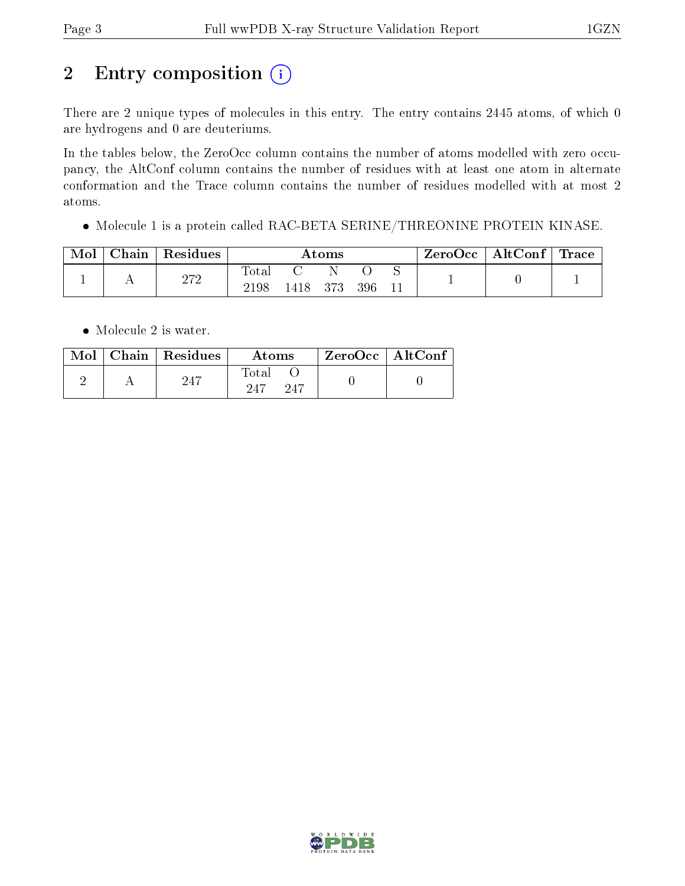# 2 Entry composition

There are 2 unique types of molecules in this entry. The entry contains 2445 atoms, of which 0 are hydrogens and 0 are deuteriums.

In the tables below, the ZeroOcc column contains the number of atoms modelled with zero occupancy, the AltConf column contains the number of residues with at least one atom in alternate conformation and the Trace column contains the number of residues modelled with at most 2 atoms.

- Molecule 1 is a protein called RAC-BETA SERINE/THREONINE PROTEIN KINASE.

| Mol | Chain | Residues | Atoms | | | | | ZeroOcc | AltConf | Trace |
|---|---|---|---|---|---|---|---|---|---|---|
| | | | Total | C | N | O | S | | | |
| 1 | A | 272 | 2198 | 1418 | 373 | 396 | 11 | 1 | 0 | 1 |

- Molecule 2 is water.

| Mol | Chain | Residues | Atoms | | ZeroOcc | AltConf |
|---|---|---|---|---|---|---|
| | | | Total | O | | |
| 2 | A | 247 | 247 | 247 | 0 | 0 |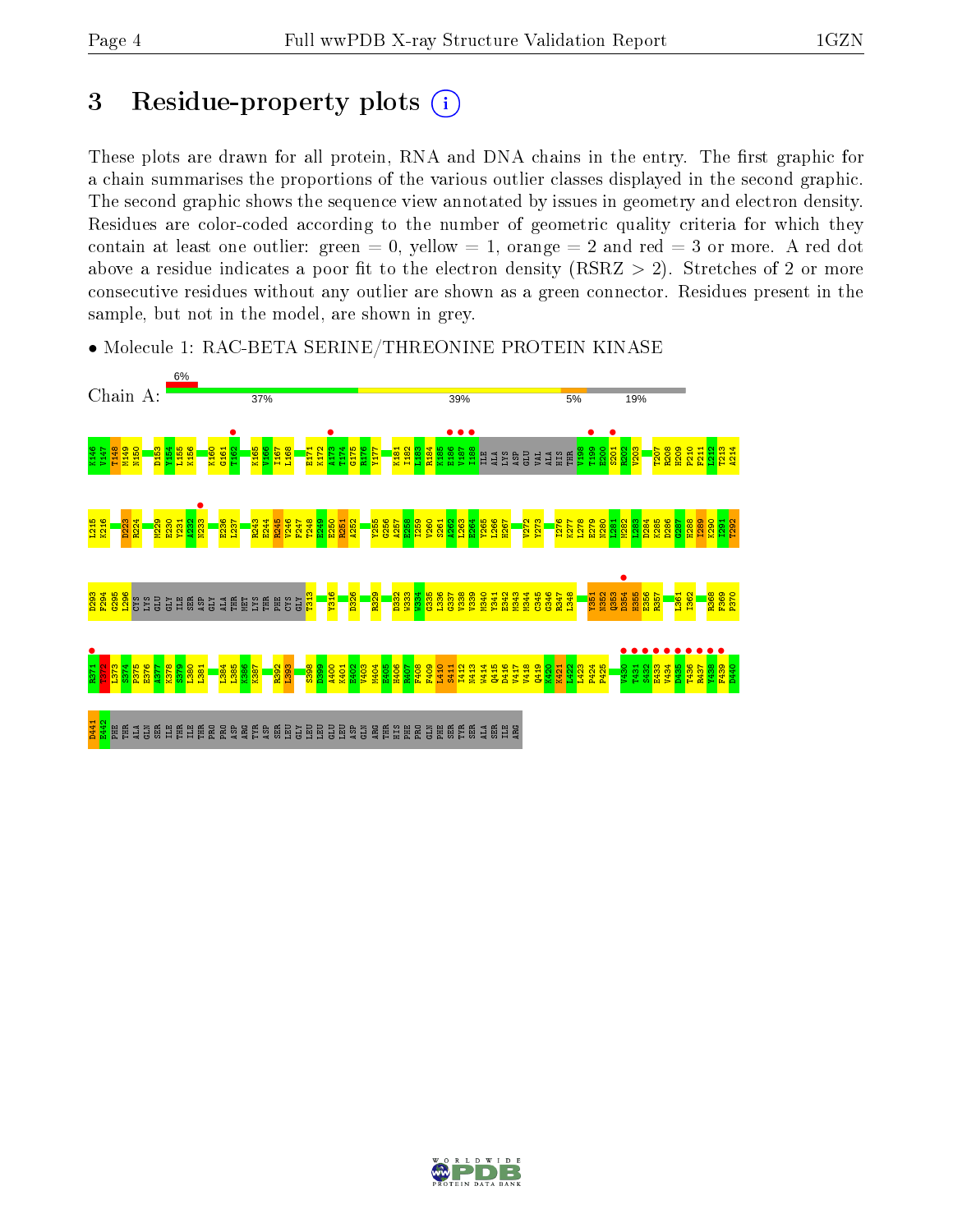# 3 Residue-property plots

These plots are drawn for all protein, RNA and DNA chains in the entry. The first graphic for a chain summarises the proportions of the various outlier classes displayed in the second graphic. The second graphic shows the sequence view annotated by issues in geometry and electron density. Residues are color-coded according to the number of geometric quality criteria for which they contain at least one outlier: green = 0, yellow = 1, orange = 2 and red = 3 or more. A red dot above a residue indicates a poor fit to the electron density (RSRZ > 2). Stretches of 2 or more consecutive residues without any outlier are shown as a green connector. Residues present in the sample, but not in the model, are shown in grey.

- Molecule 1: RAC-BETA SERINE/THREONINE PROTEIN KINASE

Chain A: 6% | 37% | 39% | 5% | 19%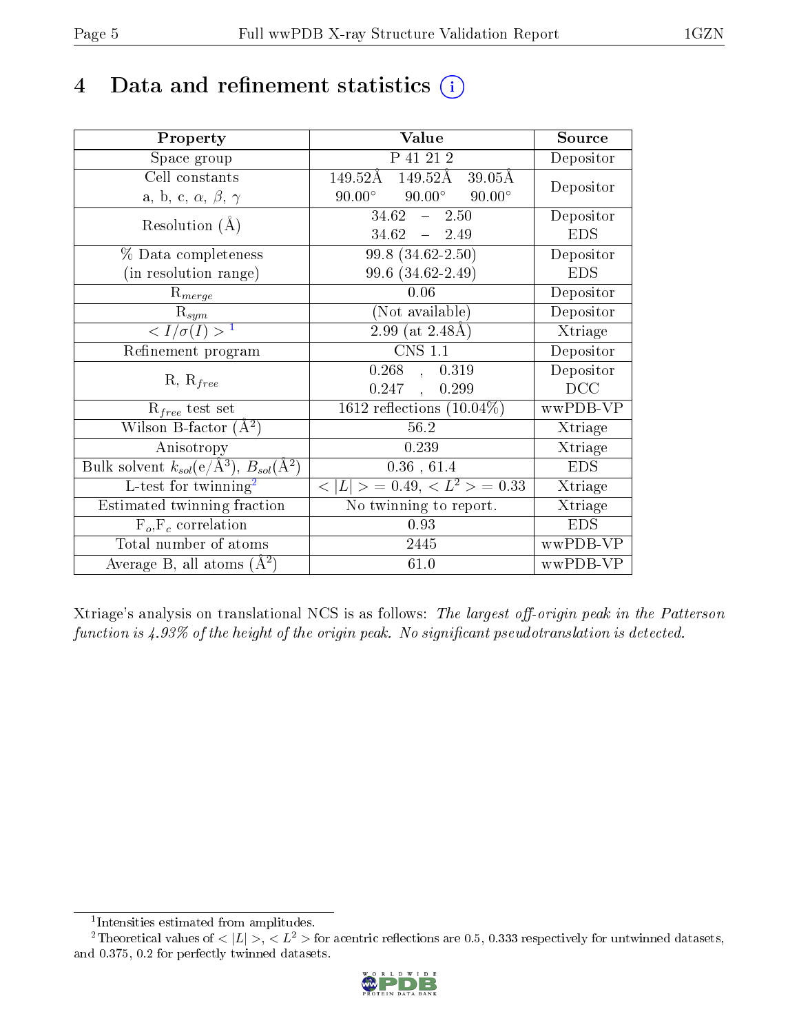# 4 Data and refinement statistics ⓘ

| Property | Value | Source |
|---|---|---|
| Space group | P 41 21 2 | Depositor |
| Cell constants<br>a, b, c, $\alpha$, $\beta$, $\gamma$ | 149.52Å 149.52Å 39.05Å<br>90.00° 90.00° 90.00° | Depositor |
| Resolution (Å) | 34.62 – 2.50<br>34.62 – 2.49 | Depositor<br>EDS |
| % Data completeness<br>(in resolution range) | 99.8 (34.62-2.50)<br>99.6 (34.62-2.49) | Depositor<br>EDS |
| $R_{merge}$ | 0.06 | Depositor |
| $R_{sym}$ | (Not available) | Depositor |
| $< I/\sigma(I) >$ [1] | 2.99 (at 2.48Å) | Xtriage |
| Refinement program | CNS 1.1 | Depositor |
| R, $R_{free}$ | 0.268 , 0.319<br>0.247 , 0.299 | Depositor<br>DCC |
| $R_{free}$ test set | 1612 reflections (10.04%) | wwPDB-VP |
| Wilson B-factor (Å$^2$) | 56.2 | Xtriage |
| Anisotropy | 0.239 | Xtriage |
| Bulk solvent $k_{sol}$(e/Å$^3$), $B_{sol}$(Å$^2$) | 0.36 , 61.4 | EDS |
| L-test for twinning[2] | $< \|L\| > = 0.49$, $< L^2 > = 0.33$ | Xtriage |
| Estimated twinning fraction | No twinning to report. | Xtriage |
| $F_o$,$F_c$ correlation | 0.93 | EDS |
| Total number of atoms | 2445 | wwPDB-VP |
| Average B, all atoms (Å$^2$) | 61.0 | wwPDB-VP |

Xtriage's analysis on translational NCS is as follows: *The largest off-origin peak in the Patterson function is 4.93% of the height of the origin peak. No significant pseudotranslation is detected.*

[1] Intensities estimated from amplitudes.

[2] Theoretical values of $< |L| >$, $< L^2 >$ for acentric reflections are 0.5, 0.333 respectively for untwinned datasets, and 0.375, 0.2 for perfectly twinned datasets.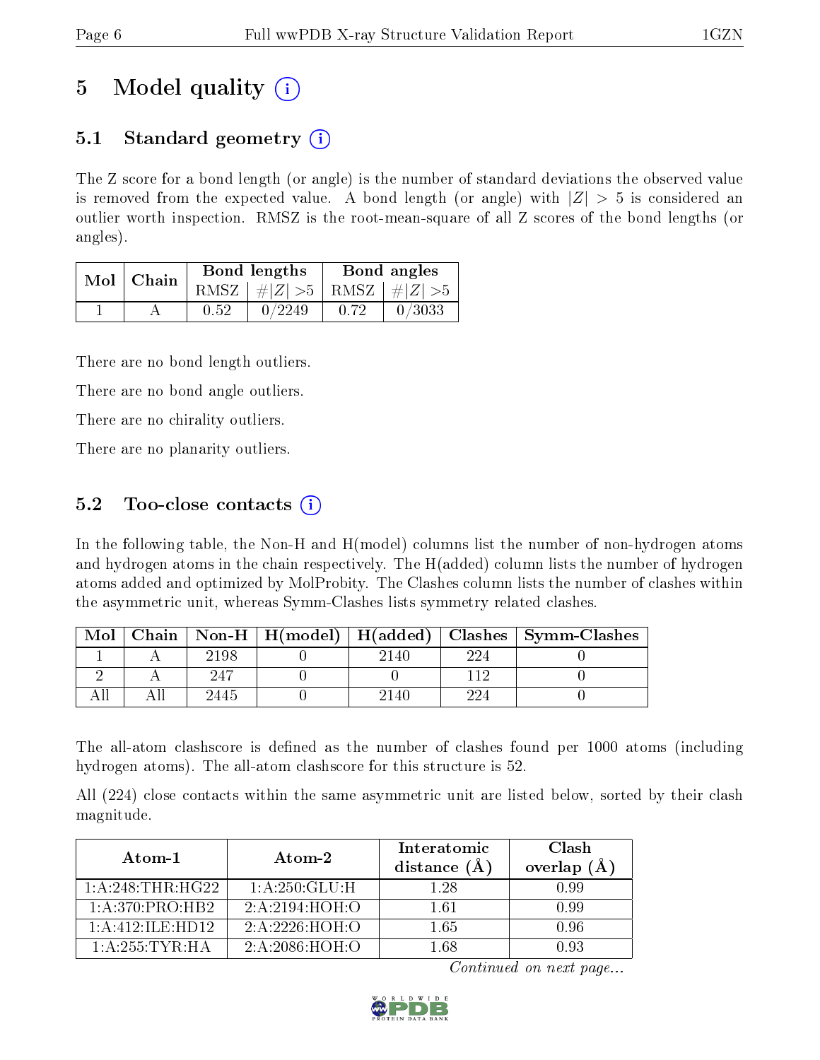# 5 Model quality (i)

## 5.1 Standard geometry (i)

The Z score for a bond length (or angle) is the number of standard deviations the observed value is removed from the expected value. A bond length (or angle) with $|Z| > 5$ is considered an outlier worth inspection. RMSZ is the root-mean-square of all Z scores of the bond lengths (or angles).

| Mol | Chain | Bond lengths | | Bond angles | |
|---|---|---|---|---|---|
| | | RMSZ | #$\|Z\|$ >5 | RMSZ | #$\|Z\|$ >5 |
| 1 | A | 0.52 | 0/2249 | 0.72 | 0/3033 |

There are no bond length outliers.

There are no bond angle outliers.

There are no chirality outliers.

There are no planarity outliers.

## 5.2 Too-close contacts (i)

In the following table, the Non-H and H(model) columns list the number of non-hydrogen atoms and hydrogen atoms in the chain respectively. The H(added) column lists the number of hydrogen atoms added and optimized by MolProbity. The Clashes column lists the number of clashes within the asymmetric unit, whereas Symm-Clashes lists symmetry related clashes.

| Mol | Chain | Non-H | H(model) | H(added) | Clashes | Symm-Clashes |
|---|---|---|---|---|---|---|
| 1 | A | 2198 | 0 | 2140 | 224 | 0 |
| 2 | A | 247 | 0 | 0 | 112 | 0 |
| All | All | 2445 | 0 | 2140 | 224 | 0 |

The all-atom clashscore is defined as the number of clashes found per 1000 atoms (including hydrogen atoms). The all-atom clashscore for this structure is 52.

All (224) close contacts within the same asymmetric unit are listed below, sorted by their clash magnitude.

| Atom-1 | Atom-2 | Interatomic distance (Å) | Clash overlap (Å) |
|---|---|---|---|
| 1:A:248:THR:HG22 | 1:A:250:GLU:H | 1.28 | 0.99 |
| 1:A:370:PRO:HB2 | 2:A:2194:HOH:O | 1.61 | 0.99 |
| 1:A:412:ILE:HD12 | 2:A:2226:HOH:O | 1.65 | 0.96 |
| 1:A:255:TYR:HA | 2:A:2086:HOH:O | 1.68 | 0.93 |

*Continued on next page...*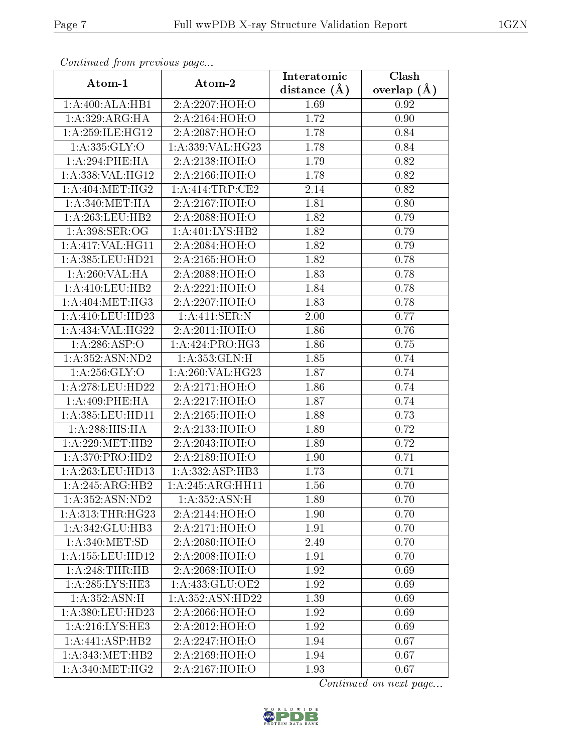*Continued from previous page...*

| Atom-1 | Atom-2 | Interatomic distance (Å) | Clash overlap (Å) |
| --- | --- | --- | --- |
| 1:A:400:ALA:HB1 | 2:A:2207:HOH:O | 1.69 | 0.92 |
| 1:A:329:ARG:HA | 2:A:2164:HOH:O | 1.72 | 0.90 |
| 1:A:259:ILE:HG12 | 2:A:2087:HOH:O | 1.78 | 0.84 |
| 1:A:335:GLY:O | 1:A:339:VAL:HG23 | 1.78 | 0.84 |
| 1:A:294:PHE:HA | 2:A:2138:HOH:O | 1.79 | 0.82 |
| 1:A:338:VAL:HG12 | 2:A:2166:HOH:O | 1.78 | 0.82 |
| 1:A:404:MET:HG2 | 1:A:414:TRP:CE2 | 2.14 | 0.82 |
| 1:A:340:MET:HA | 2:A:2167:HOH:O | 1.81 | 0.80 |
| 1:A:263:LEU:HB2 | 2:A:2088:HOH:O | 1.82 | 0.79 |
| 1:A:398:SER:OG | 1:A:401:LYS:HB2 | 1.82 | 0.79 |
| 1:A:417:VAL:HG11 | 2:A:2084:HOH:O | 1.82 | 0.79 |
| 1:A:385:LEU:HD21 | 2:A:2165:HOH:O | 1.82 | 0.78 |
| 1:A:260:VAL:HA | 2:A:2088:HOH:O | 1.83 | 0.78 |
| 1:A:410:LEU:HB2 | 2:A:2221:HOH:O | 1.84 | 0.78 |
| 1:A:404:MET:HG3 | 2:A:2207:HOH:O | 1.83 | 0.78 |
| 1:A:410:LEU:HD23 | 1:A:411:SER:N | 2.00 | 0.77 |
| 1:A:434:VAL:HG22 | 2:A:2011:HOH:O | 1.86 | 0.76 |
| 1:A:286:ASP:O | 1:A:424:PRO:HG3 | 1.86 | 0.75 |
| 1:A:352:ASN:ND2 | 1:A:353:GLN:H | 1.85 | 0.74 |
| 1:A:256:GLY:O | 1:A:260:VAL:HG23 | 1.87 | 0.74 |
| 1:A:278:LEU:HD22 | 2:A:2171:HOH:O | 1.86 | 0.74 |
| 1:A:409:PHE:HA | 2:A:2217:HOH:O | 1.87 | 0.74 |
| 1:A:385:LEU:HD11 | 2:A:2165:HOH:O | 1.88 | 0.73 |
| 1:A:288:HIS:HA | 2:A:2133:HOH:O | 1.89 | 0.72 |
| 1:A:229:MET:HB2 | 2:A:2043:HOH:O | 1.89 | 0.72 |
| 1:A:370:PRO:HD2 | 2:A:2189:HOH:O | 1.90 | 0.71 |
| 1:A:263:LEU:HD13 | 1:A:332:ASP:HB3 | 1.73 | 0.71 |
| 1:A:245:ARG:HB2 | 1:A:245:ARG:HH11 | 1.56 | 0.70 |
| 1:A:352:ASN:ND2 | 1:A:352:ASN:H | 1.89 | 0.70 |
| 1:A:313:THR:HG23 | 2:A:2144:HOH:O | 1.90 | 0.70 |
| 1:A:342:GLU:HB3 | 2:A:2171:HOH:O | 1.91 | 0.70 |
| 1:A:340:MET:SD | 2:A:2080:HOH:O | 2.49 | 0.70 |
| 1:A:155:LEU:HD12 | 2:A:2008:HOH:O | 1.91 | 0.70 |
| 1:A:248:THR:HB | 2:A:2068:HOH:O | 1.92 | 0.69 |
| 1:A:285:LYS:HE3 | 1:A:433:GLU:OE2 | 1.92 | 0.69 |
| 1:A:352:ASN:H | 1:A:352:ASN:HD22 | 1.39 | 0.69 |
| 1:A:380:LEU:HD23 | 2:A:2066:HOH:O | 1.92 | 0.69 |
| 1:A:216:LYS:HE3 | 2:A:2012:HOH:O | 1.92 | 0.69 |
| 1:A:441:ASP:HB2 | 2:A:2247:HOH:O | 1.94 | 0.67 |
| 1:A:343:MET:HB2 | 2:A:2169:HOH:O | 1.94 | 0.67 |
| 1:A:340:MET:HG2 | 2:A:2167:HOH:O | 1.93 | 0.67 |

*Continued on next page...*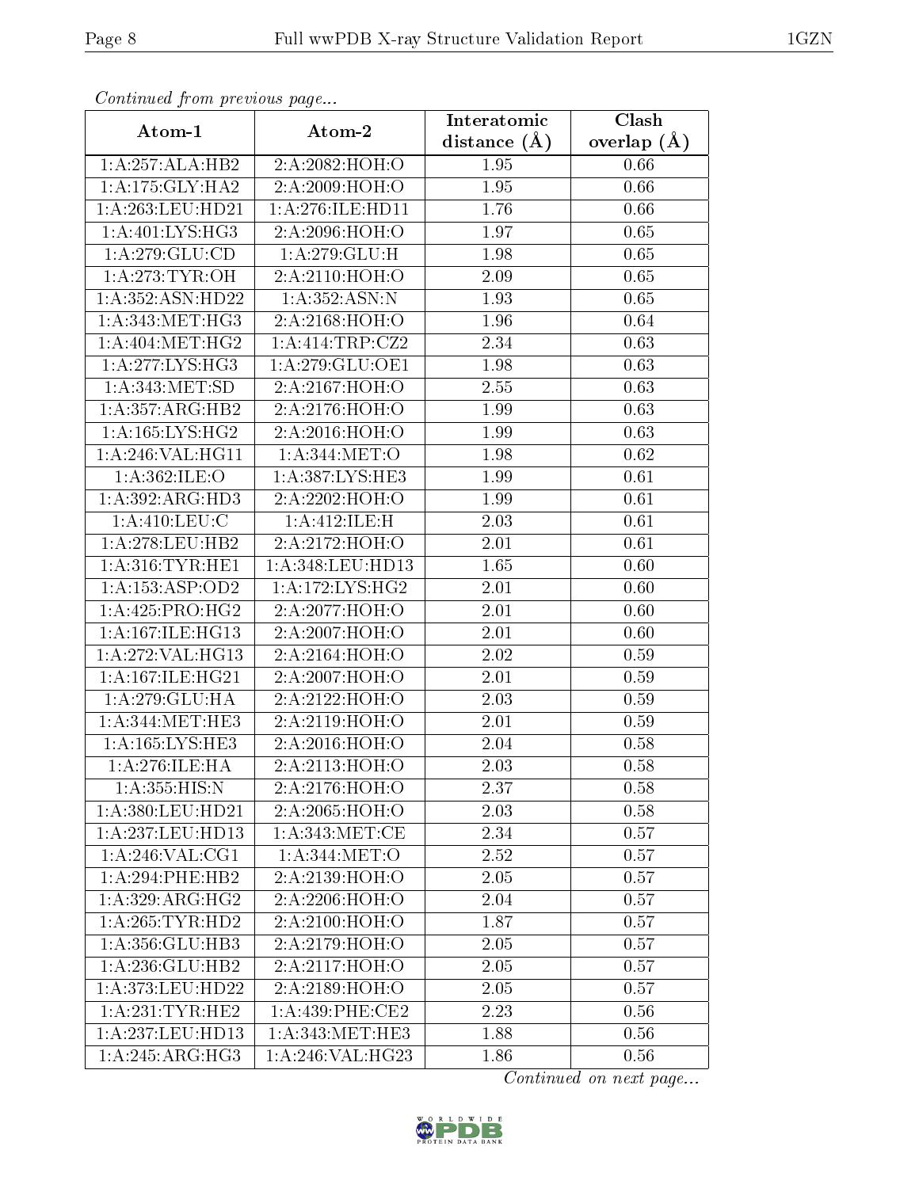*Continued from previous page...*

| Atom-1 | Atom-2 | Interatomic distance (Å) | Clash overlap (Å) |
|---|---|---|---|
| 1:A:257:ALA:HB2 | 2:A:2082:HOH:O | 1.95 | 0.66 |
| 1:A:175:GLY:HA2 | 2:A:2009:HOH:O | 1.95 | 0.66 |
| 1:A:263:LEU:HD21 | 1:A:276:ILE:HD11 | 1.76 | 0.66 |
| 1:A:401:LYS:HG3 | 2:A:2096:HOH:O | 1.97 | 0.65 |
| 1:A:279:GLU:CD | 1:A:279:GLU:H | 1.98 | 0.65 |
| 1:A:273:TYR:OH | 2:A:2110:HOH:O | 2.09 | 0.65 |
| 1:A:352:ASN:HD22 | 1:A:352:ASN:N | 1.93 | 0.65 |
| 1:A:343:MET:HG3 | 2:A:2168:HOH:O | 1.96 | 0.64 |
| 1:A:404:MET:HG2 | 1:A:414:TRP:CZ2 | 2.34 | 0.63 |
| 1:A:277:LYS:HG3 | 1:A:279:GLU:OE1 | 1.98 | 0.63 |
| 1:A:343:MET:SD | 2:A:2167:HOH:O | 2.55 | 0.63 |
| 1:A:357:ARG:HB2 | 2:A:2176:HOH:O | 1.99 | 0.63 |
| 1:A:165:LYS:HG2 | 2:A:2016:HOH:O | 1.99 | 0.63 |
| 1:A:246:VAL:HG11 | 1:A:344:MET:O | 1.98 | 0.62 |
| 1:A:362:ILE:O | 1:A:387:LYS:HE3 | 1.99 | 0.61 |
| 1:A:392:ARG:HD3 | 2:A:2202:HOH:O | 1.99 | 0.61 |
| 1:A:410:LEU:C | 1:A:412:ILE:H | 2.03 | 0.61 |
| 1:A:278:LEU:HB2 | 2:A:2172:HOH:O | 2.01 | 0.61 |
| 1:A:316:TYR:HE1 | 1:A:348:LEU:HD13 | 1.65 | 0.60 |
| 1:A:153:ASP:OD2 | 1:A:172:LYS:HG2 | 2.01 | 0.60 |
| 1:A:425:PRO:HG2 | 2:A:2077:HOH:O | 2.01 | 0.60 |
| 1:A:167:ILE:HG13 | 2:A:2007:HOH:O | 2.01 | 0.60 |
| 1:A:272:VAL:HG13 | 2:A:2164:HOH:O | 2.02 | 0.59 |
| 1:A:167:ILE:HG21 | 2:A:2007:HOH:O | 2.01 | 0.59 |
| 1:A:279:GLU:HA | 2:A:2122:HOH:O | 2.03 | 0.59 |
| 1:A:344:MET:HE3 | 2:A:2119:HOH:O | 2.01 | 0.59 |
| 1:A:165:LYS:HE3 | 2:A:2016:HOH:O | 2.04 | 0.58 |
| 1:A:276:ILE:HA | 2:A:2113:HOH:O | 2.03 | 0.58 |
| 1:A:355:HIS:N | 2:A:2176:HOH:O | 2.37 | 0.58 |
| 1:A:380:LEU:HD21 | 2:A:2065:HOH:O | 2.03 | 0.58 |
| 1:A:237:LEU:HD13 | 1:A:343:MET:CE | 2.34 | 0.57 |
| 1:A:246:VAL:CG1 | 1:A:344:MET:O | 2.52 | 0.57 |
| 1:A:294:PHE:HB2 | 2:A:2139:HOH:O | 2.05 | 0.57 |
| 1:A:329:ARG:HG2 | 2:A:2206:HOH:O | 2.04 | 0.57 |
| 1:A:265:TYR:HD2 | 2:A:2100:HOH:O | 1.87 | 0.57 |
| 1:A:356:GLU:HB3 | 2:A:2179:HOH:O | 2.05 | 0.57 |
| 1:A:236:GLU:HB2 | 2:A:2117:HOH:O | 2.05 | 0.57 |
| 1:A:373:LEU:HD22 | 2:A:2189:HOH:O | 2.05 | 0.57 |
| 1:A:231:TYR:HE2 | 1:A:439:PHE:CE2 | 2.23 | 0.56 |
| 1:A:237:LEU:HD13 | 1:A:343:MET:HE3 | 1.88 | 0.56 |
| 1:A:245:ARG:HG3 | 1:A:246:VAL:HG23 | 1.86 | 0.56 |

*Continued on next page...*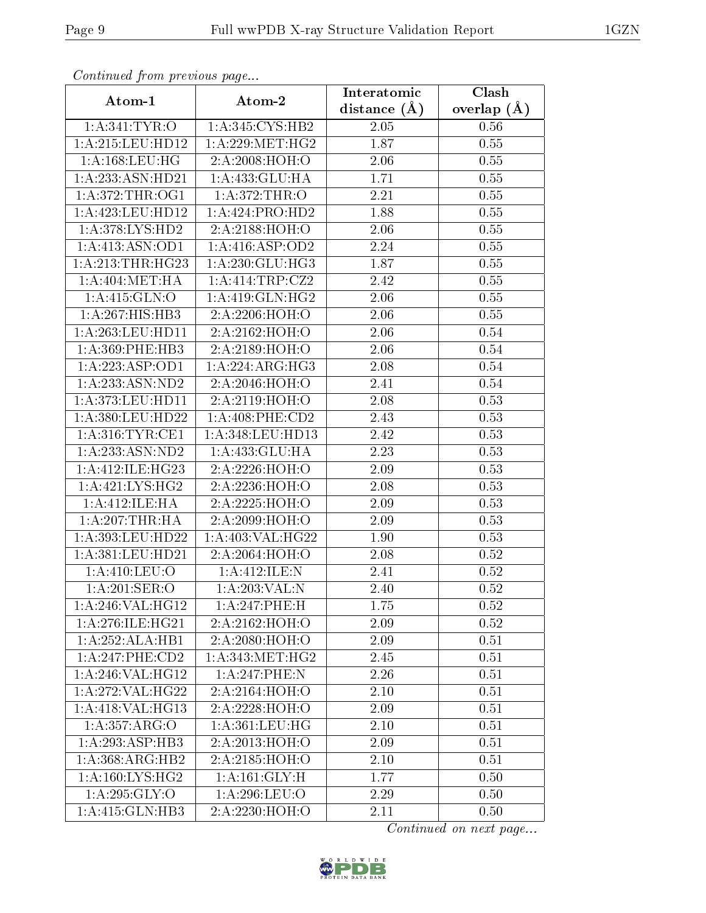*Continued from previous page...*

| Atom-1 | Atom-2 | Interatomic distance (Å) | Clash overlap (Å) |
|---|---|---|---|
| 1:A:341:TYR:O | 1:A:345:CYS:HB2 | 2.05 | 0.56 |
| 1:A:215:LEU:HD12 | 1:A:229:MET:HG2 | 1.87 | 0.55 |
| 1:A:168:LEU:HG | 2:A:2008:HOH:O | 2.06 | 0.55 |
| 1:A:233:ASN:HD21 | 1:A:433:GLU:HA | 1.71 | 0.55 |
| 1:A:372:THR:OG1 | 1:A:372:THR:O | 2.21 | 0.55 |
| 1:A:423:LEU:HD12 | 1:A:424:PRO:HD2 | 1.88 | 0.55 |
| 1:A:378:LYS:HD2 | 2:A:2188:HOH:O | 2.06 | 0.55 |
| 1:A:413:ASN:OD1 | 1:A:416:ASP:OD2 | 2.24 | 0.55 |
| 1:A:213:THR:HG23 | 1:A:230:GLU:HG3 | 1.87 | 0.55 |
| 1:A:404:MET:HA | 1:A:414:TRP:CZ2 | 2.42 | 0.55 |
| 1:A:415:GLN:O | 1:A:419:GLN:HG2 | 2.06 | 0.55 |
| 1:A:267:HIS:HB3 | 2:A:2206:HOH:O | 2.06 | 0.55 |
| 1:A:263:LEU:HD11 | 2:A:2162:HOH:O | 2.06 | 0.54 |
| 1:A:369:PHE:HB3 | 2:A:2189:HOH:O | 2.06 | 0.54 |
| 1:A:223:ASP:OD1 | 1:A:224:ARG:HG3 | 2.08 | 0.54 |
| 1:A:233:ASN:ND2 | 2:A:2046:HOH:O | 2.41 | 0.54 |
| 1:A:373:LEU:HD11 | 2:A:2119:HOH:O | 2.08 | 0.53 |
| 1:A:380:LEU:HD22 | 1:A:408:PHE:CD2 | 2.43 | 0.53 |
| 1:A:316:TYR:CE1 | 1:A:348:LEU:HD13 | 2.42 | 0.53 |
| 1:A:233:ASN:ND2 | 1:A:433:GLU:HA | 2.23 | 0.53 |
| 1:A:412:ILE:HG23 | 2:A:2226:HOH:O | 2.09 | 0.53 |
| 1:A:421:LYS:HG2 | 2:A:2236:HOH:O | 2.08 | 0.53 |
| 1:A:412:ILE:HA | 2:A:2225:HOH:O | 2.09 | 0.53 |
| 1:A:207:THR:HA | 2:A:2099:HOH:O | 2.09 | 0.53 |
| 1:A:393:LEU:HD22 | 1:A:403:VAL:HG22 | 1.90 | 0.53 |
| 1:A:381:LEU:HD21 | 2:A:2064:HOH:O | 2.08 | 0.52 |
| 1:A:410:LEU:O | 1:A:412:ILE:N | 2.41 | 0.52 |
| 1:A:201:SER:O | 1:A:203:VAL:N | 2.40 | 0.52 |
| 1:A:246:VAL:HG12 | 1:A:247:PHE:H | 1.75 | 0.52 |
| 1:A:276:ILE:HG21 | 2:A:2162:HOH:O | 2.09 | 0.52 |
| 1:A:252:ALA:HB1 | 2:A:2080:HOH:O | 2.09 | 0.51 |
| 1:A:247:PHE:CD2 | 1:A:343:MET:HG2 | 2.45 | 0.51 |
| 1:A:246:VAL:HG12 | 1:A:247:PHE:N | 2.26 | 0.51 |
| 1:A:272:VAL:HG22 | 2:A:2164:HOH:O | 2.10 | 0.51 |
| 1:A:418:VAL:HG13 | 2:A:2228:HOH:O | 2.09 | 0.51 |
| 1:A:357:ARG:O | 1:A:361:LEU:HG | 2.10 | 0.51 |
| 1:A:293:ASP:HB3 | 2:A:2013:HOH:O | 2.09 | 0.51 |
| 1:A:368:ARG:HB2 | 2:A:2185:HOH:O | 2.10 | 0.51 |
| 1:A:160:LYS:HG2 | 1:A:161:GLY:H | 1.77 | 0.50 |
| 1:A:295:GLY:O | 1:A:296:LEU:O | 2.29 | 0.50 |
| 1:A:415:GLN:HB3 | 2:A:2230:HOH:O | 2.11 | 0.50 |

*Continued on next page...*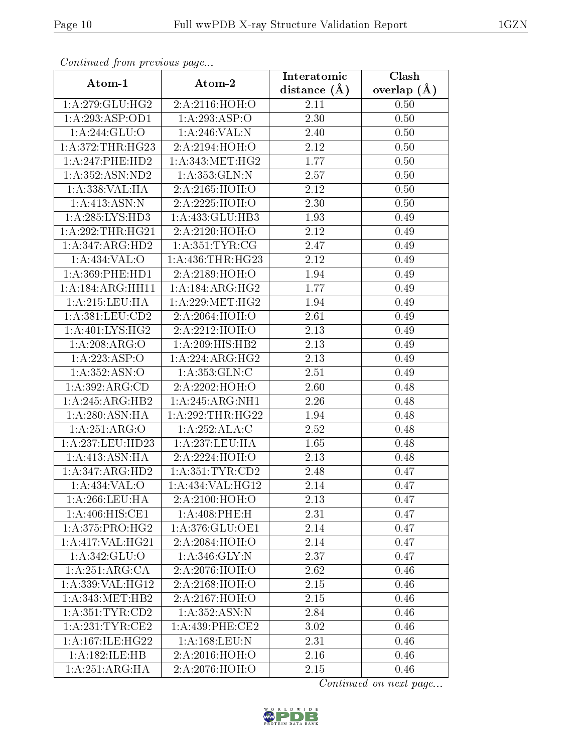*Continued from previous page...*

| Atom-1 | Atom-2 | Interatomic distance (Å) | Clash overlap (Å) |
|---|---|---|---|
| 1:A:279:GLU:HG2 | 2:A:2116:HOH:O | 2.11 | 0.50 |
| 1:A:293:ASP:OD1 | 1:A:293:ASP:O | 2.30 | 0.50 |
| 1:A:244:GLU:O | 1:A:246:VAL:N | 2.40 | 0.50 |
| 1:A:372:THR:HG23 | 2:A:2194:HOH:O | 2.12 | 0.50 |
| 1:A:247:PHE:HD2 | 1:A:343:MET:HG2 | 1.77 | 0.50 |
| 1:A:352:ASN:ND2 | 1:A:353:GLN:N | 2.57 | 0.50 |
| 1:A:338:VAL:HA | 2:A:2165:HOH:O | 2.12 | 0.50 |
| 1:A:413:ASN:N | 2:A:2225:HOH:O | 2.30 | 0.50 |
| 1:A:285:LYS:HD3 | 1:A:433:GLU:HB3 | 1.93 | 0.49 |
| 1:A:292:THR:HG21 | 2:A:2120:HOH:O | 2.12 | 0.49 |
| 1:A:347:ARG:HD2 | 1:A:351:TYR:CG | 2.47 | 0.49 |
| 1:A:434:VAL:O | 1:A:436:THR:HG23 | 2.12 | 0.49 |
| 1:A:369:PHE:HD1 | 2:A:2189:HOH:O | 1.94 | 0.49 |
| 1:A:184:ARG:HH11 | 1:A:184:ARG:HG2 | 1.77 | 0.49 |
| 1:A:215:LEU:HA | 1:A:229:MET:HG2 | 1.94 | 0.49 |
| 1:A:381:LEU:CD2 | 2:A:2064:HOH:O | 2.61 | 0.49 |
| 1:A:401:LYS:HG2 | 2:A:2212:HOH:O | 2.13 | 0.49 |
| 1:A:208:ARG:O | 1:A:209:HIS:HB2 | 2.13 | 0.49 |
| 1:A:223:ASP:O | 1:A:224:ARG:HG2 | 2.13 | 0.49 |
| 1:A:352:ASN:O | 1:A:353:GLN:C | 2.51 | 0.49 |
| 1:A:392:ARG:CD | 2:A:2202:HOH:O | 2.60 | 0.48 |
| 1:A:245:ARG:HB2 | 1:A:245:ARG:NH1 | 2.26 | 0.48 |
| 1:A:280:ASN:HA | 1:A:292:THR:HG22 | 1.94 | 0.48 |
| 1:A:251:ARG:O | 1:A:252:ALA:C | 2.52 | 0.48 |
| 1:A:237:LEU:HD23 | 1:A:237:LEU:HA | 1.65 | 0.48 |
| 1:A:413:ASN:HA | 2:A:2224:HOH:O | 2.13 | 0.48 |
| 1:A:347:ARG:HD2 | 1:A:351:TYR:CD2 | 2.48 | 0.47 |
| 1:A:434:VAL:O | 1:A:434:VAL:HG12 | 2.14 | 0.47 |
| 1:A:266:LEU:HA | 2:A:2100:HOH:O | 2.13 | 0.47 |
| 1:A:406:HIS:CE1 | 1:A:408:PHE:H | 2.31 | 0.47 |
| 1:A:375:PRO:HG2 | 1:A:376:GLU:OE1 | 2.14 | 0.47 |
| 1:A:417:VAL:HG21 | 2:A:2084:HOH:O | 2.14 | 0.47 |
| 1:A:342:GLU:O | 1:A:346:GLY:N | 2.37 | 0.47 |
| 1:A:251:ARG:CA | 2:A:2076:HOH:O | 2.62 | 0.46 |
| 1:A:339:VAL:HG12 | 2:A:2168:HOH:O | 2.15 | 0.46 |
| 1:A:343:MET:HB2 | 2:A:2167:HOH:O | 2.15 | 0.46 |
| 1:A:351:TYR:CD2 | 1:A:352:ASN:N | 2.84 | 0.46 |
| 1:A:231:TYR:CE2 | 1:A:439:PHE:CE2 | 3.02 | 0.46 |
| 1:A:167:ILE:HG22 | 1:A:168:LEU:N | 2.31 | 0.46 |
| 1:A:182:ILE:HB | 2:A:2016:HOH:O | 2.16 | 0.46 |
| 1:A:251:ARG:HA | 2:A:2076:HOH:O | 2.15 | 0.46 |

*Continued on next page...*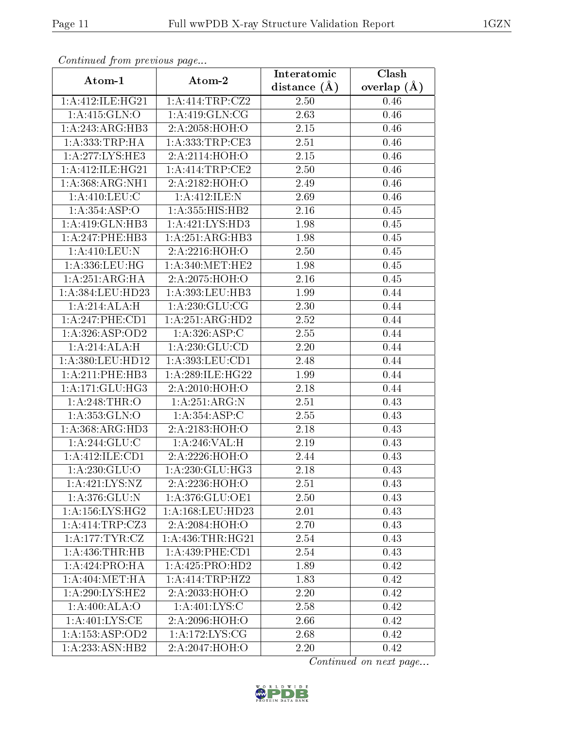*Continued from previous page...*

| Atom-1 | Atom-2 | Interatomic distance (Å) | Clash overlap (Å) |
|---|---|---|---|
| 1:A:412:ILE:HG21 | 1:A:414:TRP:CZ2 | 2.50 | 0.46 |
| 1:A:415:GLN:O | 1:A:419:GLN:CG | 2.63 | 0.46 |
| 1:A:243:ARG:HB3 | 2:A:2058:HOH:O | 2.15 | 0.46 |
| 1:A:333:TRP:HA | 1:A:333:TRP:CE3 | 2.51 | 0.46 |
| 1:A:277:LYS:HE3 | 2:A:2114:HOH:O | 2.15 | 0.46 |
| 1:A:412:ILE:HG21 | 1:A:414:TRP:CE2 | 2.50 | 0.46 |
| 1:A:368:ARG:NH1 | 2:A:2182:HOH:O | 2.49 | 0.46 |
| 1:A:410:LEU:C | 1:A:412:ILE:N | 2.69 | 0.46 |
| 1:A:354:ASP:O | 1:A:355:HIS:HB2 | 2.16 | 0.45 |
| 1:A:419:GLN:HB3 | 1:A:421:LYS:HD3 | 1.98 | 0.45 |
| 1:A:247:PHE:HB3 | 1:A:251:ARG:HB3 | 1.98 | 0.45 |
| 1:A:410:LEU:N | 2:A:2216:HOH:O | 2.50 | 0.45 |
| 1:A:336:LEU:HG | 1:A:340:MET:HE2 | 1.98 | 0.45 |
| 1:A:251:ARG:HA | 2:A:2075:HOH:O | 2.16 | 0.45 |
| 1:A:384:LEU:HD23 | 1:A:393:LEU:HB3 | 1.99 | 0.44 |
| 1:A:214:ALA:H | 1:A:230:GLU:CG | 2.30 | 0.44 |
| 1:A:247:PHE:CD1 | 1:A:251:ARG:HD2 | 2.52 | 0.44 |
| 1:A:326:ASP:OD2 | 1:A:326:ASP:C | 2.55 | 0.44 |
| 1:A:214:ALA:H | 1:A:230:GLU:CD | 2.20 | 0.44 |
| 1:A:380:LEU:HD12 | 1:A:393:LEU:CD1 | 2.48 | 0.44 |
| 1:A:211:PHE:HB3 | 1:A:289:ILE:HG22 | 1.99 | 0.44 |
| 1:A:171:GLU:HG3 | 2:A:2010:HOH:O | 2.18 | 0.44 |
| 1:A:248:THR:O | 1:A:251:ARG:N | 2.51 | 0.43 |
| 1:A:353:GLN:O | 1:A:354:ASP:C | 2.55 | 0.43 |
| 1:A:368:ARG:HD3 | 2:A:2183:HOH:O | 2.18 | 0.43 |
| 1:A:244:GLU:C | 1:A:246:VAL:H | 2.19 | 0.43 |
| 1:A:412:ILE:CD1 | 2:A:2226:HOH:O | 2.44 | 0.43 |
| 1:A:230:GLU:O | 1:A:230:GLU:HG3 | 2.18 | 0.43 |
| 1:A:421:LYS:NZ | 2:A:2236:HOH:O | 2.51 | 0.43 |
| 1:A:376:GLU:N | 1:A:376:GLU:OE1 | 2.50 | 0.43 |
| 1:A:156:LYS:HG2 | 1:A:168:LEU:HD23 | 2.01 | 0.43 |
| 1:A:414:TRP:CZ3 | 2:A:2084:HOH:O | 2.70 | 0.43 |
| 1:A:177:TYR:CZ | 1:A:436:THR:HG21 | 2.54 | 0.43 |
| 1:A:436:THR:HB | 1:A:439:PHE:CD1 | 2.54 | 0.43 |
| 1:A:424:PRO:HA | 1:A:425:PRO:HD2 | 1.89 | 0.42 |
| 1:A:404:MET:HA | 1:A:414:TRP:HZ2 | 1.83 | 0.42 |
| 1:A:290:LYS:HE2 | 2:A:2033:HOH:O | 2.20 | 0.42 |
| 1:A:400:ALA:O | 1:A:401:LYS:C | 2.58 | 0.42 |
| 1:A:401:LYS:CE | 2:A:2096:HOH:O | 2.66 | 0.42 |
| 1:A:153:ASP:OD2 | 1:A:172:LYS:CG | 2.68 | 0.42 |
| 1:A:233:ASN:HB2 | 2:A:2047:HOH:O | 2.20 | 0.42 |

*Continued on next page...*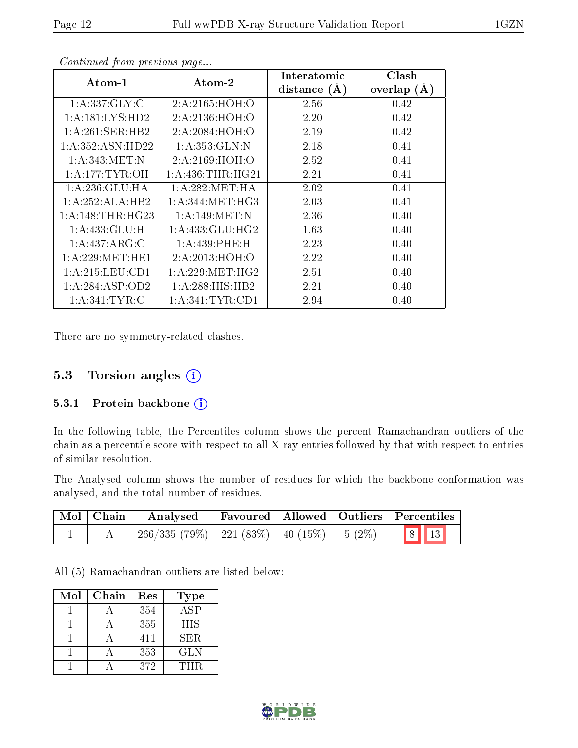*Continued from previous page...*

| Atom-1 | Atom-2 | Interatomic distance (Å) | Clash overlap (Å) |
|---|---|---|---|
| 1:A:337:GLY:C | 2:A:2165:HOH:O | 2.56 | 0.42 |
| 1:A:181:LYS:HD2 | 2:A:2136:HOH:O | 2.20 | 0.42 |
| 1:A:261:SER:HB2 | 2:A:2084:HOH:O | 2.19 | 0.42 |
| 1:A:352:ASN:HD22 | 1:A:353:GLN:N | 2.18 | 0.41 |
| 1:A:343:MET:N | 2:A:2169:HOH:O | 2.52 | 0.41 |
| 1:A:177:TYR:OH | 1:A:436:THR:HG21 | 2.21 | 0.41 |
| 1:A:236:GLU:HA | 1:A:282:MET:HA | 2.02 | 0.41 |
| 1:A:252:ALA:HB2 | 1:A:344:MET:HG3 | 2.03 | 0.41 |
| 1:A:148:THR:HG23 | 1:A:149:MET:N | 2.36 | 0.40 |
| 1:A:433:GLU:H | 1:A:433:GLU:HG2 | 1.63 | 0.40 |
| 1:A:437:ARG:C | 1:A:439:PHE:H | 2.23 | 0.40 |
| 1:A:229:MET:HE1 | 2:A:2013:HOH:O | 2.22 | 0.40 |
| 1:A:215:LEU:CD1 | 1:A:229:MET:HG2 | 2.51 | 0.40 |
| 1:A:284:ASP:OD2 | 1:A:288:HIS:HB2 | 2.21 | 0.40 |
| 1:A:341:TYR:C | 1:A:341:TYR:CD1 | 2.94 | 0.40 |

There are no symmetry-related clashes.

## 5.3 Torsion angles

### 5.3.1 Protein backbone

In the following table, the Percentiles column shows the percent Ramachandran outliers of the chain as a percentile score with respect to all X-ray entries followed by that with respect to entries of similar resolution.

The Analysed column shows the number of residues for which the backbone conformation was analysed, and the total number of residues.

| Mol | Chain | Analysed | Favoured | Allowed | Outliers | Percentiles | |
|---|---|---|---|---|---|---|---|
| 1 | A | 266/335 (79%) | 221 (83%) | 40 (15%) | 5 (2%) | 8 | 13 |

All (5) Ramachandran outliers are listed below:

| Mol | Chain | Res | Type |
|---|---|---|---|
| 1 | A | 354 | ASP |
| 1 | A | 355 | HIS |
| 1 | A | 411 | SER |
| 1 | A | 353 | GLN |
| 1 | A | 372 | THR |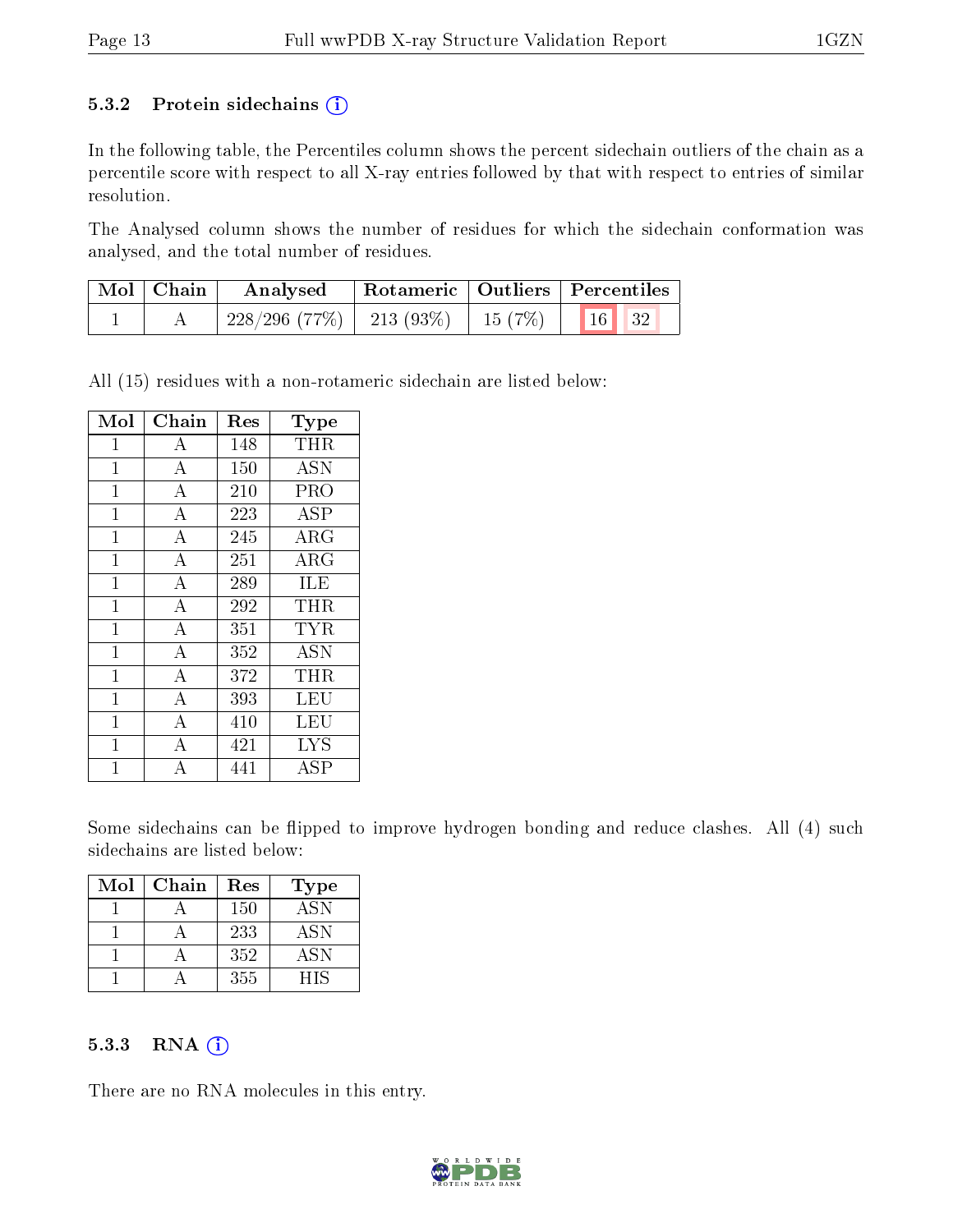### 5.3.2 Protein sidechains (i)

In the following table, the Percentiles column shows the percent sidechain outliers of the chain as a percentile score with respect to all X-ray entries followed by that with respect to entries of similar resolution.

The Analysed column shows the number of residues for which the sidechain conformation was analysed, and the total number of residues.

| Mol | Chain | Analysed | Rotameric | Outliers | Percentiles | |
|---|---|---|---|---|---|---|
| 1 | A | 228/296 (77%) | 213 (93%) | 15 (7%) | 16 | 32 |

All (15) residues with a non-rotameric sidechain are listed below:

| Mol | Chain | Res | Type |
|---|---|---|---|
| 1 | A | 148 | THR |
| 1 | A | 150 | ASN |
| 1 | A | 210 | PRO |
| 1 | A | 223 | ASP |
| 1 | A | 245 | ARG |
| 1 | A | 251 | ARG |
| 1 | A | 289 | ILE |
| 1 | A | 292 | THR |
| 1 | A | 351 | TYR |
| 1 | A | 352 | ASN |
| 1 | A | 372 | THR |
| 1 | A | 393 | LEU |
| 1 | A | 410 | LEU |
| 1 | A | 421 | LYS |
| 1 | A | 441 | ASP |

Some sidechains can be flipped to improve hydrogen bonding and reduce clashes. All (4) such sidechains are listed below:

| Mol | Chain | Res | Type |
|---|---|---|---|
| 1 | A | 150 | ASN |
| 1 | A | 233 | ASN |
| 1 | A | 352 | ASN |
| 1 | A | 355 | HIS |

### 5.3.3 RNA (i)

There are no RNA molecules in this entry.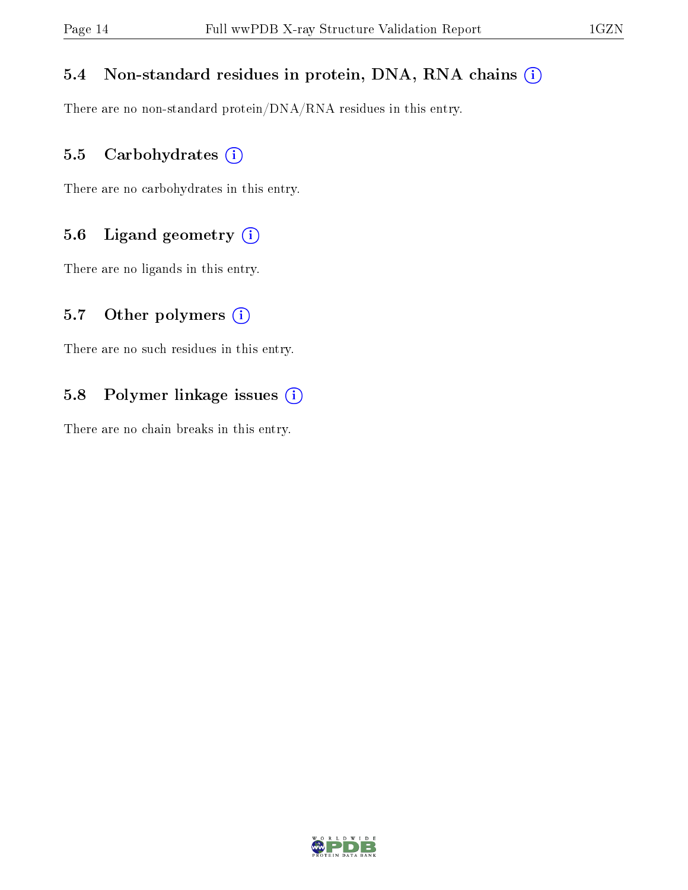### 5.4 Non-standard residues in protein, DNA, RNA chains

There are no non-standard protein/DNA/RNA residues in this entry.

### 5.5 Carbohydrates

There are no carbohydrates in this entry.

### 5.6 Ligand geometry

There are no ligands in this entry.

### 5.7 Other polymers

There are no such residues in this entry.

### 5.8 Polymer linkage issues

There are no chain breaks in this entry.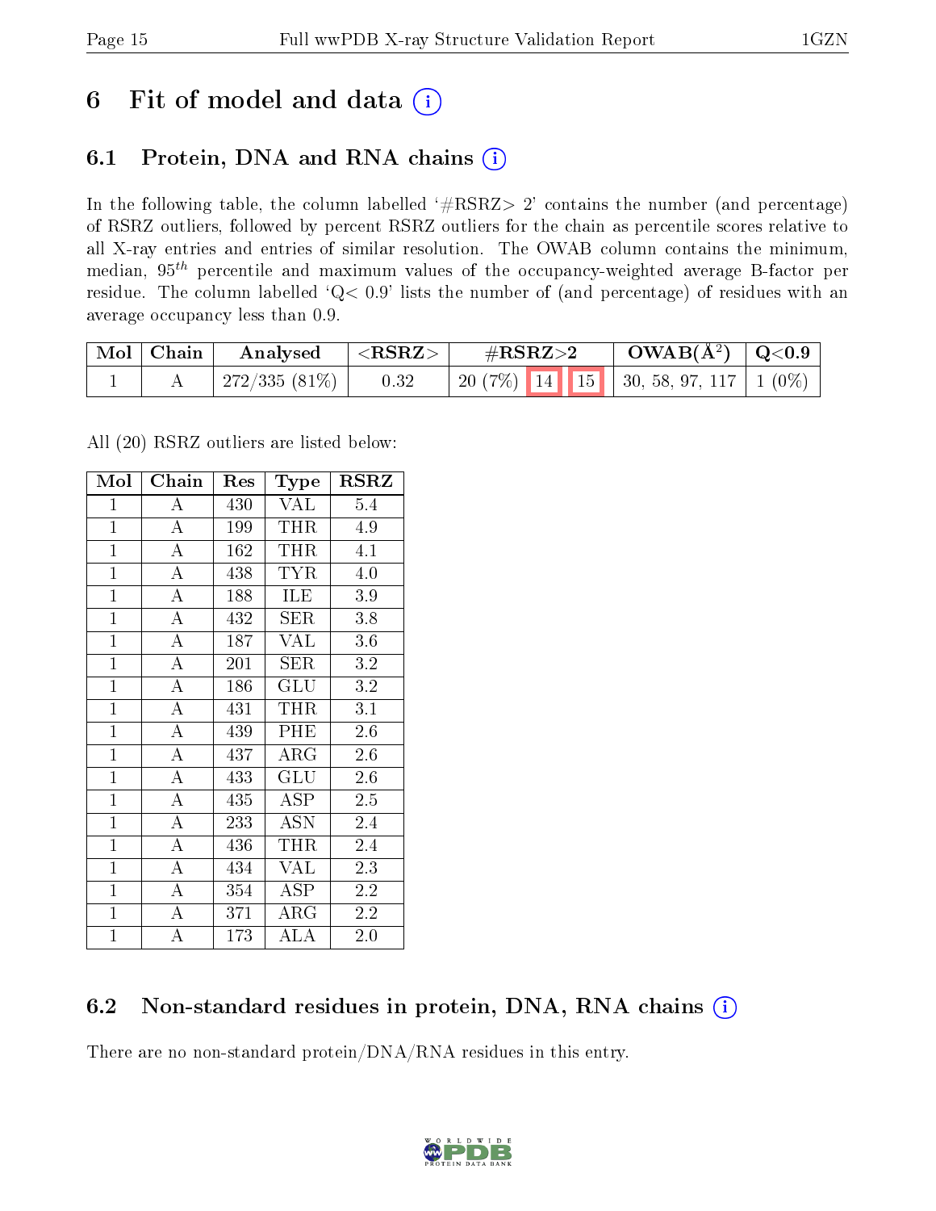# 6 Fit of model and data

## 6.1 Protein, DNA and RNA chains

In the following table, the column labelled '#RSRZ> 2' contains the number (and percentage) of RSRZ outliers, followed by percent RSRZ outliers for the chain as percentile scores relative to all X-ray entries and entries of similar resolution. The OWAB column contains the minimum, median, $95^{th}$ percentile and maximum values of the occupancy-weighted average B-factor per residue. The column labelled 'Q< 0.9' lists the number of (and percentage) of residues with an average occupancy less than 0.9.

| Mol | Chain | Analysed | <RSRZ> | #RSRZ>2 | | | OWAB(Å²) | Q<0.9 |
|---|---|---|---|---|---|---|---|---|
| 1 | A | 272/335 (81%) | 0.32 | 20 (7%) | 14 | 15 | 30, 58, 97, 117 | 1 (0%) |

All (20) RSRZ outliers are listed below:

| Mol | Chain | Res | Type | RSRZ |
|---|---|---|---|---|
| 1 | A | 430 | VAL | 5.4 |
| 1 | A | 199 | THR | 4.9 |
| 1 | A | 162 | THR | 4.1 |
| 1 | A | 438 | TYR | 4.0 |
| 1 | A | 188 | ILE | 3.9 |
| 1 | A | 432 | SER | 3.8 |
| 1 | A | 187 | VAL | 3.6 |
| 1 | A | 201 | SER | 3.2 |
| 1 | A | 186 | GLU | 3.2 |
| 1 | A | 431 | THR | 3.1 |
| 1 | A | 439 | PHE | 2.6 |
| 1 | A | 437 | ARG | 2.6 |
| 1 | A | 433 | GLU | 2.6 |
| 1 | A | 435 | ASP | 2.5 |
| 1 | A | 233 | ASN | 2.4 |
| 1 | A | 436 | THR | 2.4 |
| 1 | A | 434 | VAL | 2.3 |
| 1 | A | 354 | ASP | 2.2 |
| 1 | A | 371 | ARG | 2.2 |
| 1 | A | 173 | ALA | 2.0 |

## 6.2 Non-standard residues in protein, DNA, RNA chains

There are no non-standard protein/DNA/RNA residues in this entry.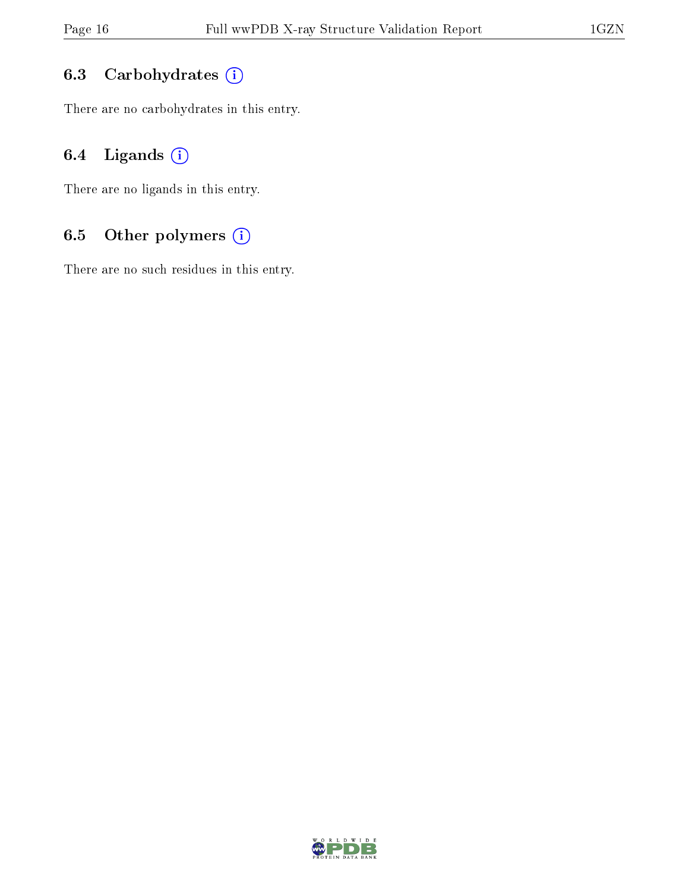### 6.3 Carbohydrates

There are no carbohydrates in this entry.

### 6.4 Ligands

There are no ligands in this entry.

### 6.5 Other polymers

There are no such residues in this entry.